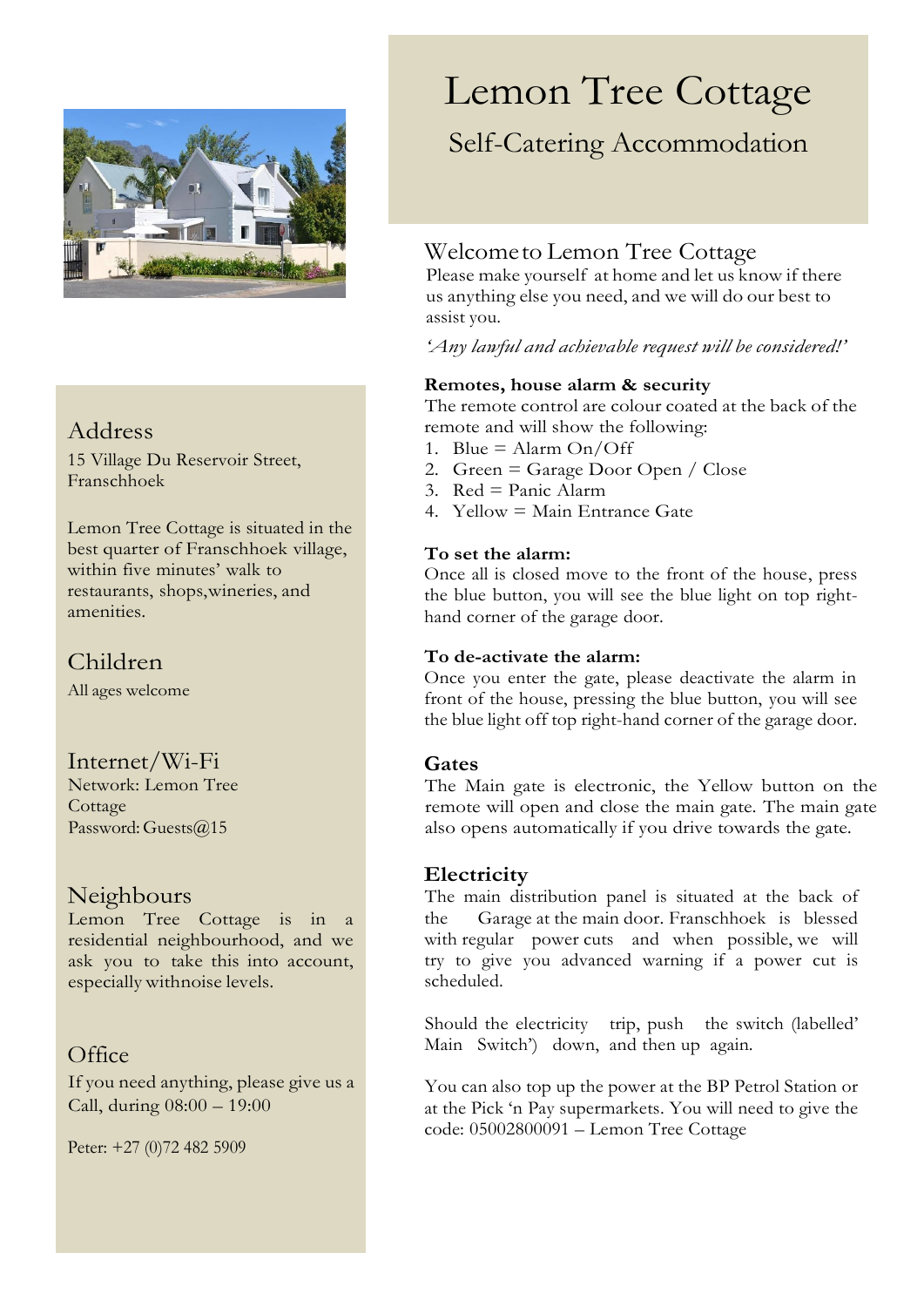# Lemon Tree Cottage

## Self-Catering Accommodation

### Address

15 Village Du Reservoir Street, Franschhoek

Lemon Tree Cottage is situated in the best quarter of Franschhoek village, within five minutes' walk to restaurants, shops,wineries, and amenities.

### Children

All ages welcome

### Internet/Wi-Fi

Network: Lemon Tree Cottage
Password: Guests@15

### Neighbours

Lemon Tree Cottage is in a residential neighbourhood, and we ask you to take this into account, especially withnoise levels.

### Office

If you need anything, please give us a Call, during 08:00 – 19:00

Peter: +27 (0)72 482 5909

### Welcome to Lemon Tree Cottage

Please make yourself at home and let us know if there us anything else you need, and we will do our best to assist you.

*'Any lawful and achievable request will be considered!'*

**Remotes, house alarm & security**

The remote control are colour coated at the back of the remote and will show the following:

1. Blue = Alarm On/Off
2. Green = Garage Door Open / Close
3. Red = Panic Alarm
4. Yellow = Main Entrance Gate

**To set the alarm:**

Once all is closed move to the front of the house, press the blue button, you will see the blue light on top right-hand corner of the garage door.

**To de-activate the alarm:**

Once you enter the gate, please deactivate the alarm in front of the house, pressing the blue button, you will see the blue light off top right-hand corner of the garage door.

**Gates**

The Main gate is electronic, the Yellow button on the remote will open and close the main gate. The main gate also opens automatically if you drive towards the gate.

**Electricity**

The main distribution panel is situated at the back of the Garage at the main door. Franschhoek is blessed with regular power cuts and when possible, we will try to give you advanced warning if a power cut is scheduled.

Should the electricity trip, push the switch (labelled' Main Switch') down, and then up again.

You can also top up the power at the BP Petrol Station or at the Pick 'n Pay supermarkets. You will need to give the code: 05002800091 – Lemon Tree Cottage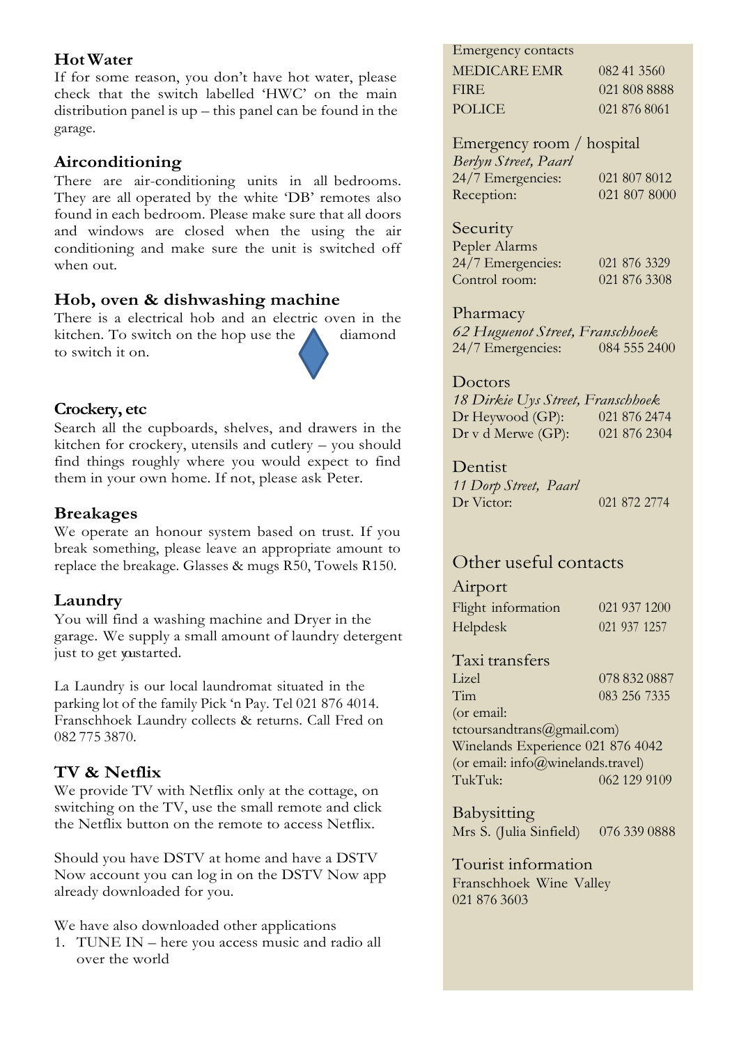### Hot Water

If for some reason, you don't have hot water, please check that the switch labelled 'HWC' on the main distribution panel is up – this panel can be found in the garage.

### Airconditioning

There are air-conditioning units in all bedrooms. They are all operated by the white 'DB' remotes also found in each bedroom. Please make sure that all doors and windows are closed when the using the air conditioning and make sure the unit is switched off when out.

### Hob, oven & dishwashing machine

There is a electrical hob and an electric oven in the kitchen. To switch on the hop use the diamond to switch it on.

### Crockery, etc

Search all the cupboards, shelves, and drawers in the kitchen for crockery, utensils and cutlery – you should find things roughly where you would expect to find them in your own home. If not, please ask Peter.

### Breakages

We operate an honour system based on trust. If you break something, please leave an appropriate amount to replace the breakage. Glasses & mugs R50, Towels R150.

### Laundry

You will find a washing machine and Dryer in the garage. We supply a small amount of laundry detergent just to get you started.

La Laundry is our local laundromat situated in the parking lot of the family Pick 'n Pay. Tel 021 876 4014. Franschhoek Laundry collects & returns. Call Fred on 082 775 3870.

### TV & Netflix

We provide TV with Netflix only at the cottage, on switching on the TV, use the small remote and click the Netflix button on the remote to access Netflix.

Should you have DSTV at home and have a DSTV Now account you can log in on the DSTV Now app already downloaded for you.

We have also downloaded other applications

1. TUNE IN – here you access music and radio all over the world

---

Emergency contacts

| | |
|---|---|
| MEDICARE EMR | 082 41 3560 |
| FIRE | 021 808 8888 |
| POLICE | 021 876 8061 |

Emergency room / hospital
*Berlyn Street, Paarl*

| | |
|---|---|
| 24/7 Emergencies: | 021 807 8012 |
| Reception: | 021 807 8000 |

Security
Pepler Alarms

| | |
|---|---|
| 24/7 Emergencies: | 021 876 3329 |
| Control room: | 021 876 3308 |

Pharmacy
*62 Huguenot Street, Franschhoek*

| | |
|---|---|
| 24/7 Emergencies: | 084 555 2400 |

Doctors
*18 Dirkie Uys Street, Franschhoek*

| | |
|---|---|
| Dr Heywood (GP): | 021 876 2474 |
| Dr v d Merwe (GP): | 021 876 2304 |

Dentist
*11 Dorp Street, Paarl*

| | |
|---|---|
| Dr Victor: | 021 872 2774 |

Other useful contacts

Airport

| | |
|---|---|
| Flight information | 021 937 1200 |
| Helpdesk | 021 937 1257 |

Taxi transfers

| | |
|---|---|
| Lizel | 078 832 0887 |
| Tim | 083 256 7335 |

(or email: tctoursandtrans@gmail.com)
Winelands Experience 021 876 4042
(or email: info@winelands.travel)
TukTuk: 062 129 9109

Babysitting
Mrs S. (Julia Sinfield) 076 339 0888

Tourist information
Franschhoek Wine Valley
021 876 3603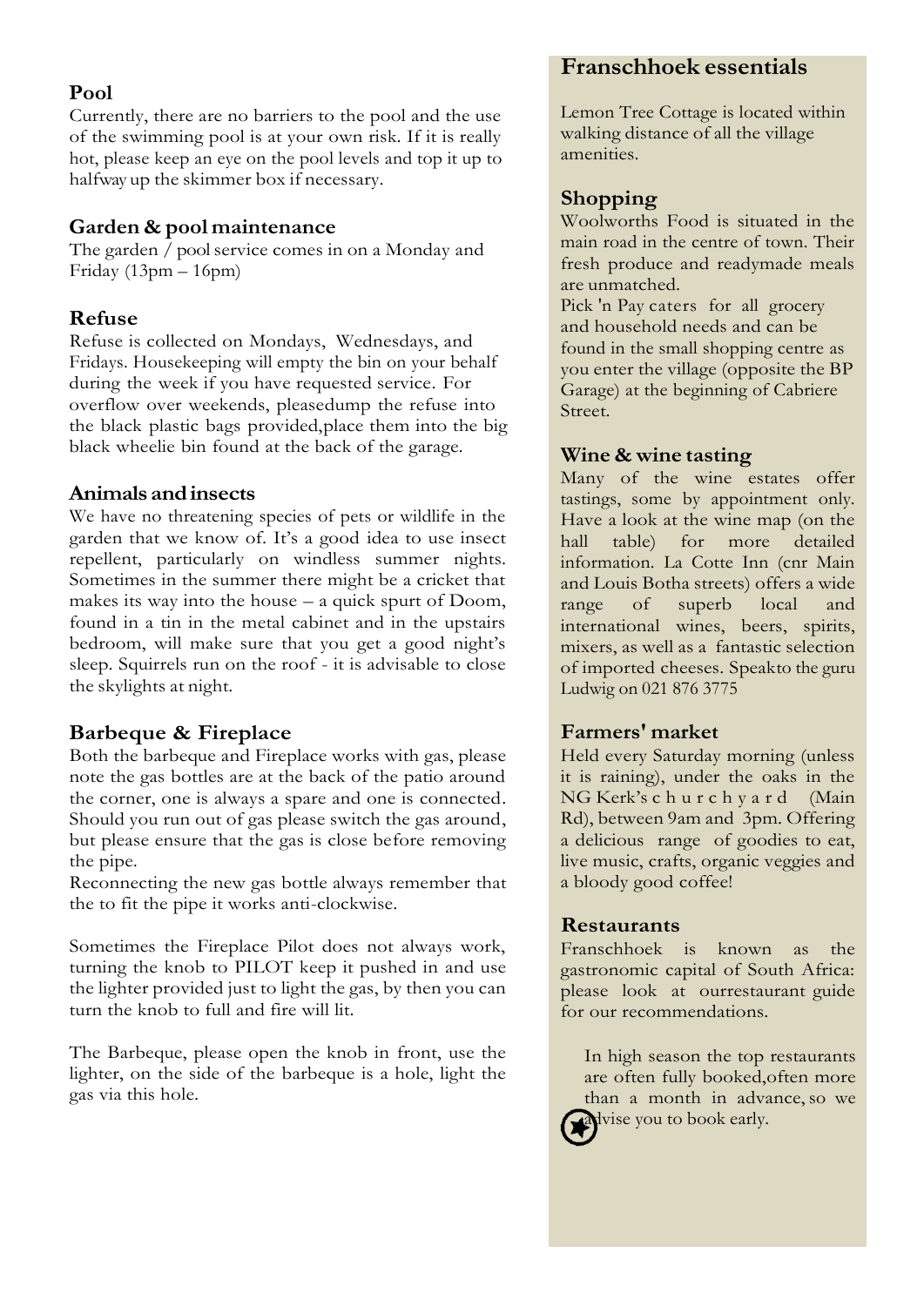## Pool

Currently, there are no barriers to the pool and the use of the swimming pool is at your own risk. If it is really hot, please keep an eye on the pool levels and top it up to halfway up the skimmer box if necessary.

## Garden & pool maintenance

The garden / pool service comes in on a Monday and Friday (13pm – 16pm)

## Refuse

Refuse is collected on Mondays, Wednesdays, and Fridays. Housekeeping will empty the bin on your behalf during the week if you have requested service. For overflow over weekends, pleasedump the refuse into the black plastic bags provided,place them into the big black wheelie bin found at the back of the garage.

## Animals and insects

We have no threatening species of pets or wildlife in the garden that we know of. It's a good idea to use insect repellent, particularly on windless summer nights. Sometimes in the summer there might be a cricket that makes its way into the house – a quick spurt of Doom, found in a tin in the metal cabinet and in the upstairs bedroom, will make sure that you get a good night's sleep. Squirrels run on the roof - it is advisable to close the skylights at night.

## Barbeque & Fireplace

Both the barbeque and Fireplace works with gas, please note the gas bottles are at the back of the patio around the corner, one is always a spare and one is connected. Should you run out of gas please switch the gas around, but please ensure that the gas is close before removing the pipe.

Reconnecting the new gas bottle always remember that the to fit the pipe it works anti-clockwise.

Sometimes the Fireplace Pilot does not always work, turning the knob to PILOT keep it pushed in and use the lighter provided just to light the gas, by then you can turn the knob to full and fire will lit.

The Barbeque, please open the knob in front, use the lighter, on the side of the barbeque is a hole, light the gas via this hole.

# Franschhoek essentials

Lemon Tree Cottage is located within walking distance of all the village amenities.

## Shopping

Woolworths Food is situated in the main road in the centre of town. Their fresh produce and readymade meals are unmatched.

Pick 'n Pay caters for all grocery and household needs and can be found in the small shopping centre as you enter the village (opposite the BP Garage) at the beginning of Cabriere Street.

## Wine & wine tasting

Many of the wine estates offer tastings, some by appointment only. Have a look at the wine map (on the hall table) for more detailed information. La Cotte Inn (cnr Main and Louis Botha streets) offers a wide range of superb local and international wines, beers, spirits, mixers, as well as a fantastic selection of imported cheeses. Speakto the guru Ludwig on 021 876 3775

## Farmers' market

Held every Saturday morning (unless it is raining), under the oaks in the NG Kerk's churchyard (Main Rd), between 9am and 3pm. Offering a delicious range of goodies to eat, live music, crafts, organic veggies and a bloody good coffee!

## Restaurants

Franschhoek is known as the gastronomic capital of South Africa: please look at ourrestaurant guide for our recommendations.

In high season the top restaurants are often fully booked,often more than a month in advance, so we advise you to book early.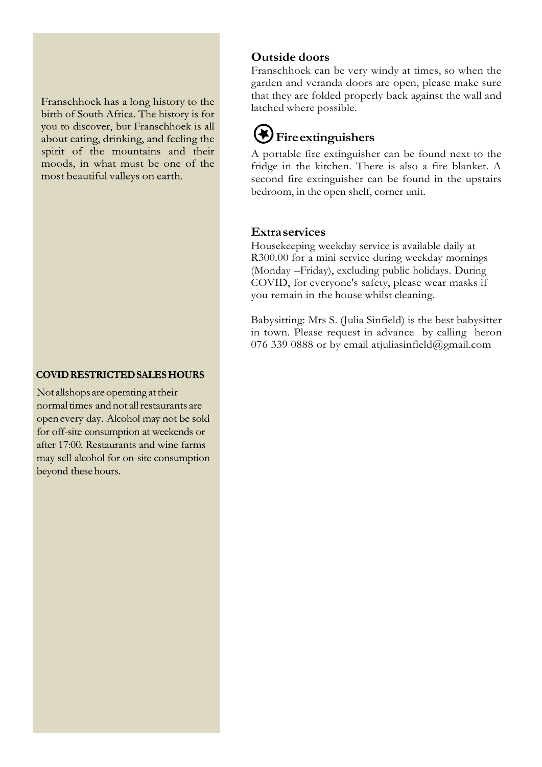Franschhoek has a long history to the birth of South Africa. The history is for you to discover, but Franschhoek is all about eating, drinking, and feeling the spirit of the mountains and their moods, in what must be one of the most beautiful valleys on earth.

**COVID RESTRICTED SALES HOURS**

Not all shops are operating at their normal times and not all restaurants are open every day. Alcohol may not be sold for off-site consumption at weekends or after 17:00. Restaurants and wine farms may sell alcohol for on-site consumption beyond these hours.

## Outside doors

Franschhoek can be very windy at times, so when the garden and veranda doors are open, please make sure that they are folded properly back against the wall and latched where possible.

## Fire extinguishers

A portable fire extinguisher can be found next to the fridge in the kitchen. There is also a fire blanket. A second fire extinguisher can be found in the upstairs bedroom, in the open shelf, corner unit.

## Extra services

Housekeeping weekday service is available daily at R300.00 for a mini service during weekday mornings (Monday –Friday), excluding public holidays. During COVID, for everyone's safety, please wear masks if you remain in the house whilst cleaning.

Babysitting: Mrs S. (Julia Sinfield) is the best babysitter in town. Please request in advance by calling heron 076 339 0888 or by email atjuliasinfield@gmail.com